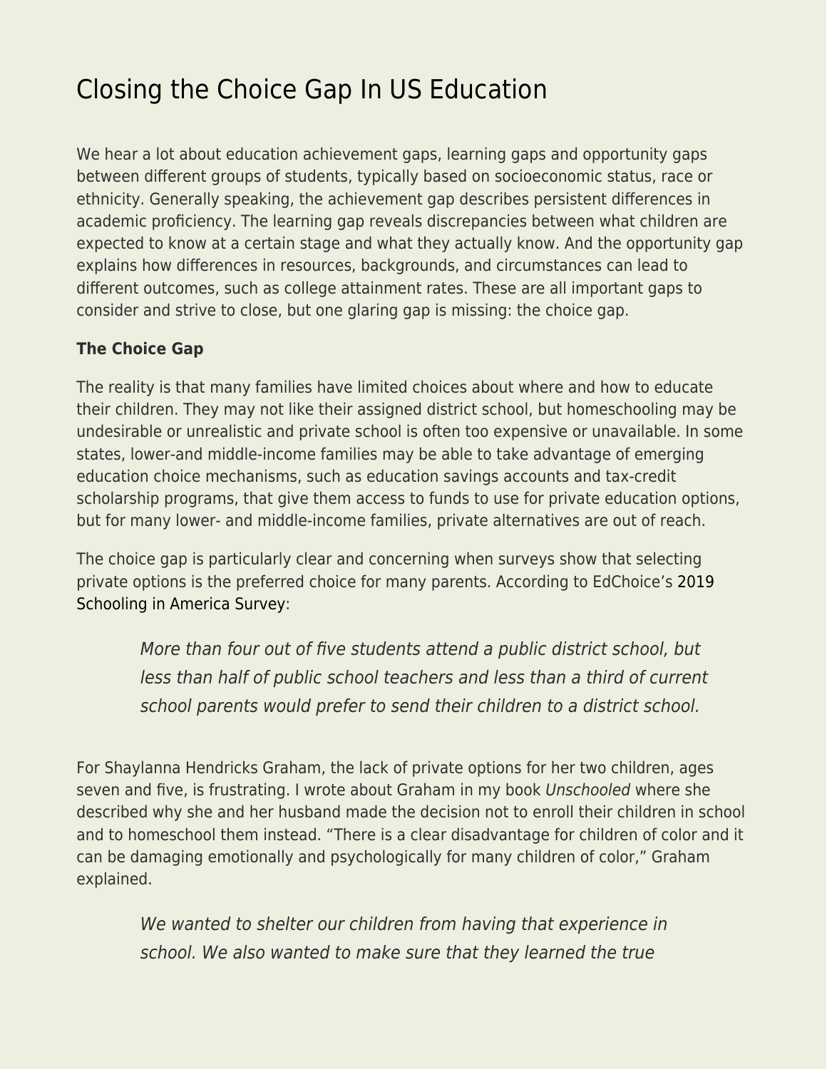# Closing the Choice Gap In US Education

We hear a lot about education achievement gaps, learning gaps and opportunity gaps between different groups of students, typically based on socioeconomic status, race or ethnicity. Generally speaking, the achievement gap describes persistent differences in academic proficiency. The learning gap reveals discrepancies between what children are expected to know at a certain stage and what they actually know. And the opportunity gap explains how differences in resources, backgrounds, and circumstances can lead to different outcomes, such as college attainment rates. These are all important gaps to consider and strive to close, but one glaring gap is missing: the choice gap.

**The Choice Gap**

The reality is that many families have limited choices about where and how to educate their children. They may not like their assigned district school, but homeschooling may be undesirable or unrealistic and private school is often too expensive or unavailable. In some states, lower-and middle-income families may be able to take advantage of emerging education choice mechanisms, such as education savings accounts and tax-credit scholarship programs, that give them access to funds to use for private education options, but for many lower- and middle-income families, private alternatives are out of reach.

The choice gap is particularly clear and concerning when surveys show that selecting private options is the preferred choice for many parents. According to EdChoice's 2019 Schooling in America Survey:

> *More than four out of five students attend a public district school, but less than half of public school teachers and less than a third of current school parents would prefer to send their children to a district school.*

For Shaylanna Hendricks Graham, the lack of private options for her two children, ages seven and five, is frustrating. I wrote about Graham in my book *Unschooled* where she described why she and her husband made the decision not to enroll their children in school and to homeschool them instead. "There is a clear disadvantage for children of color and it can be damaging emotionally and psychologically for many children of color," Graham explained.

> *We wanted to shelter our children from having that experience in school. We also wanted to make sure that they learned the true*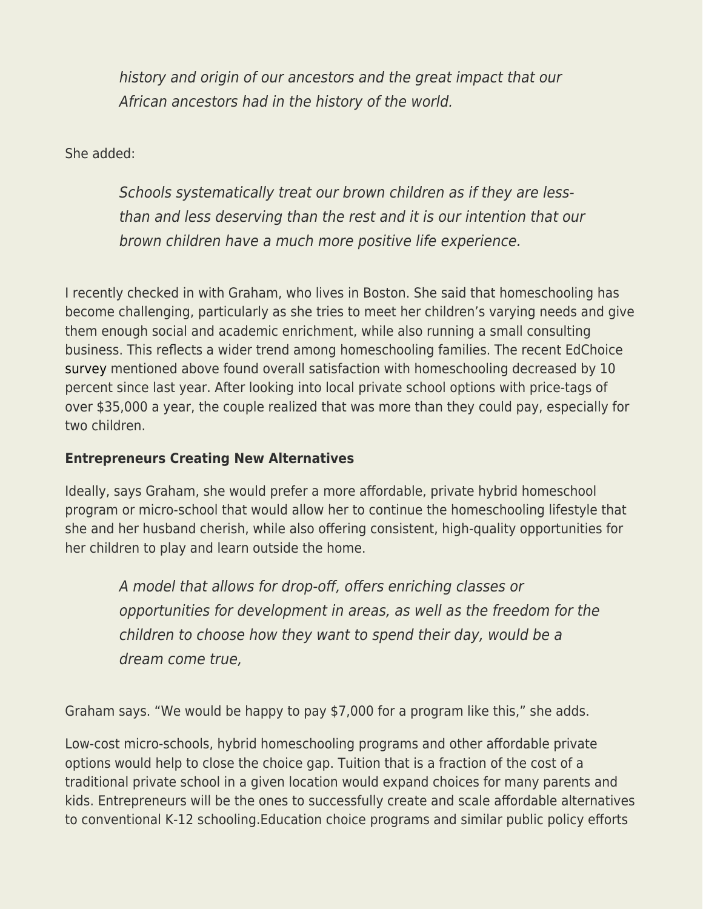> *history and origin of our ancestors and the great impact that our African ancestors had in the history of the world.*

She added:

> *Schools systematically treat our brown children as if they are less-than and less deserving than the rest and it is our intention that our brown children have a much more positive life experience.*

I recently checked in with Graham, who lives in Boston. She said that homeschooling has become challenging, particularly as she tries to meet her children's varying needs and give them enough social and academic enrichment, while also running a small consulting business. This reflects a wider trend among homeschooling families. The recent EdChoice survey mentioned above found overall satisfaction with homeschooling decreased by 10 percent since last year. After looking into local private school options with price-tags of over $35,000 a year, the couple realized that was more than they could pay, especially for two children.

**Entrepreneurs Creating New Alternatives**

Ideally, says Graham, she would prefer a more affordable, private hybrid homeschool program or micro-school that would allow her to continue the homeschooling lifestyle that she and her husband cherish, while also offering consistent, high-quality opportunities for her children to play and learn outside the home.

> *A model that allows for drop-off, offers enriching classes or opportunities for development in areas, as well as the freedom for the children to choose how they want to spend their day, would be a dream come true,*

Graham says. "We would be happy to pay $7,000 for a program like this," she adds.

Low-cost micro-schools, hybrid homeschooling programs and other affordable private options would help to close the choice gap. Tuition that is a fraction of the cost of a traditional private school in a given location would expand choices for many parents and kids. Entrepreneurs will be the ones to successfully create and scale affordable alternatives to conventional K-12 schooling.Education choice programs and similar public policy efforts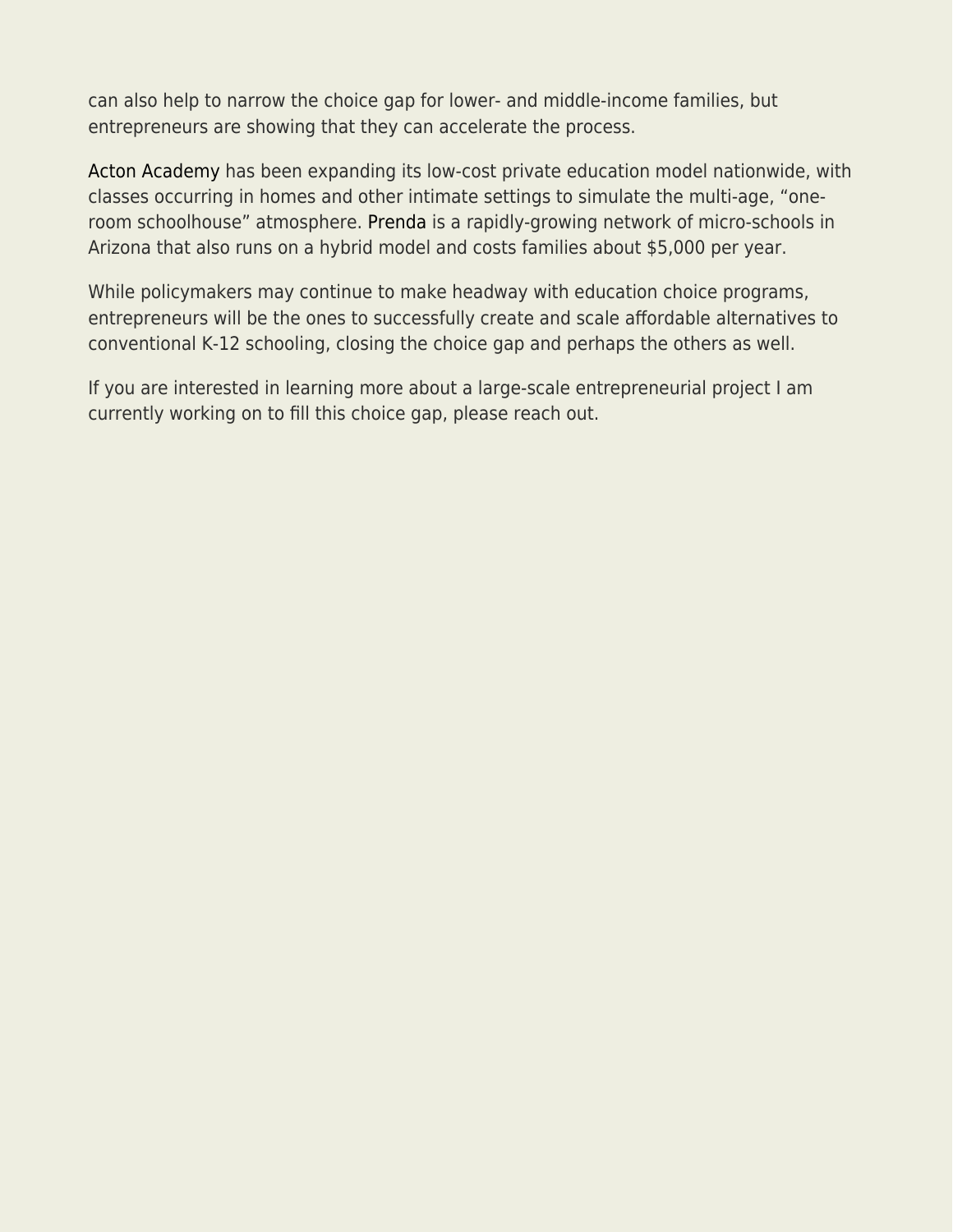can also help to narrow the choice gap for lower- and middle-income families, but entrepreneurs are showing that they can accelerate the process.

Acton Academy has been expanding its low-cost private education model nationwide, with classes occurring in homes and other intimate settings to simulate the multi-age, "one-room schoolhouse" atmosphere. Prenda is a rapidly-growing network of micro-schools in Arizona that also runs on a hybrid model and costs families about $5,000 per year.

While policymakers may continue to make headway with education choice programs, entrepreneurs will be the ones to successfully create and scale affordable alternatives to conventional K-12 schooling, closing the choice gap and perhaps the others as well.

If you are interested in learning more about a large-scale entrepreneurial project I am currently working on to fill this choice gap, please reach out.